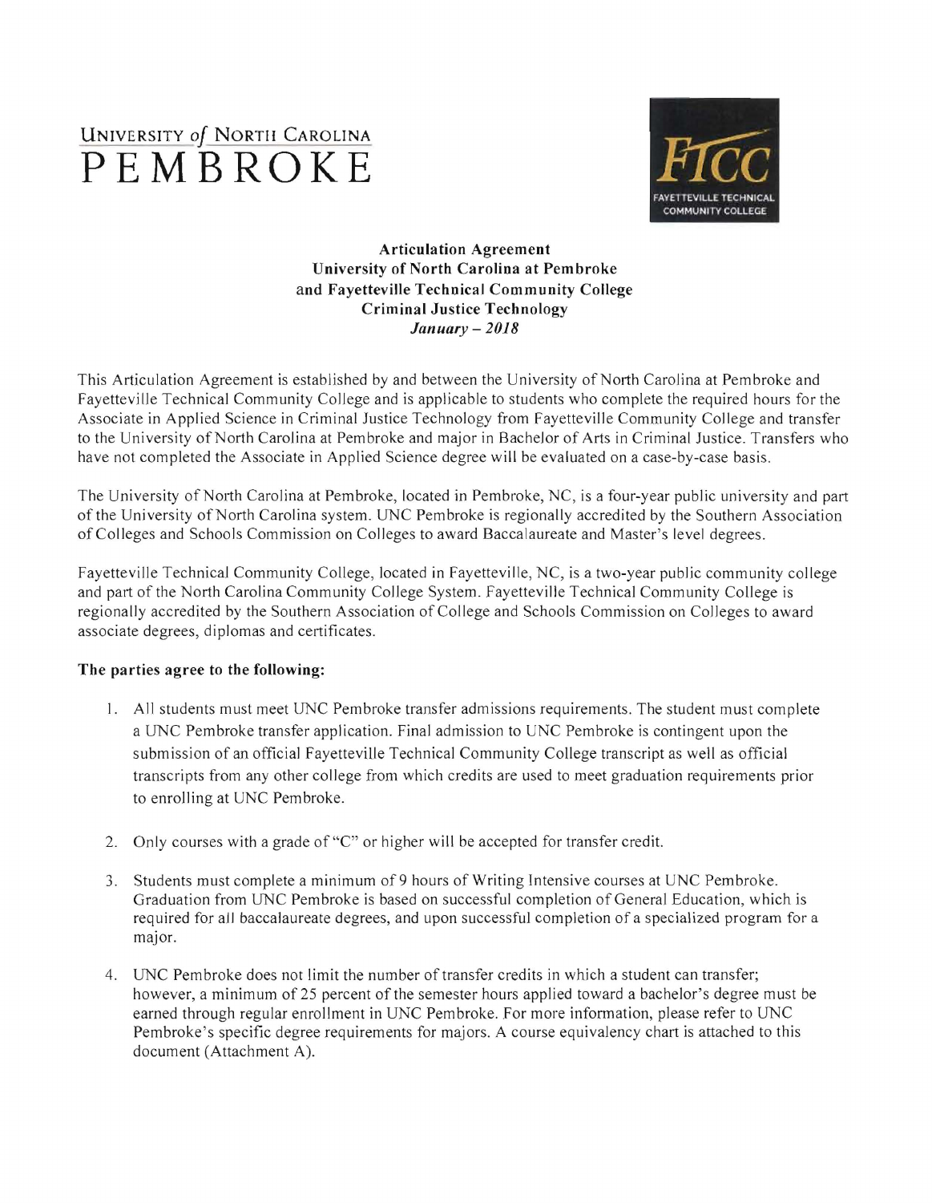UNIVERSITY *of* NORTH CAROLINA
PEMBROKE

FTCC
FAYETTEVILLE TECHNICAL COMMUNITY COLLEGE

**Articulation Agreement**
**University of North Carolina at Pembroke**
**and Fayetteville Technical Community College**
**Criminal Justice Technology**
***January – 2018***

This Articulation Agreement is established by and between the University of North Carolina at Pembroke and Fayetteville Technical Community College and is applicable to students who complete the required hours for the Associate in Applied Science in Criminal Justice Technology from Fayetteville Community College and transfer to the University of North Carolina at Pembroke and major in Bachelor of Arts in Criminal Justice. Transfers who have not completed the Associate in Applied Science degree will be evaluated on a case-by-case basis.

The University of North Carolina at Pembroke, located in Pembroke, NC, is a four-year public university and part of the University of North Carolina system. UNC Pembroke is regionally accredited by the Southern Association of Colleges and Schools Commission on Colleges to award Baccalaureate and Master's level degrees.

Fayetteville Technical Community College, located in Fayetteville, NC, is a two-year public community college and part of the North Carolina Community College System. Fayetteville Technical Community College is regionally accredited by the Southern Association of College and Schools Commission on Colleges to award associate degrees, diplomas and certificates.

**The parties agree to the following:**

1. All students must meet UNC Pembroke transfer admissions requirements. The student must complete a UNC Pembroke transfer application. Final admission to UNC Pembroke is contingent upon the submission of an official Fayetteville Technical Community College transcript as well as official transcripts from any other college from which credits are used to meet graduation requirements prior to enrolling at UNC Pembroke.

2. Only courses with a grade of "C" or higher will be accepted for transfer credit.

3. Students must complete a minimum of 9 hours of Writing Intensive courses at UNC Pembroke. Graduation from UNC Pembroke is based on successful completion of General Education, which is required for all baccalaureate degrees, and upon successful completion of a specialized program for a major.

4. UNC Pembroke does not limit the number of transfer credits in which a student can transfer; however, a minimum of 25 percent of the semester hours applied toward a bachelor's degree must be earned through regular enrollment in UNC Pembroke. For more information, please refer to UNC Pembroke's specific degree requirements for majors. A course equivalency chart is attached to this document (Attachment A).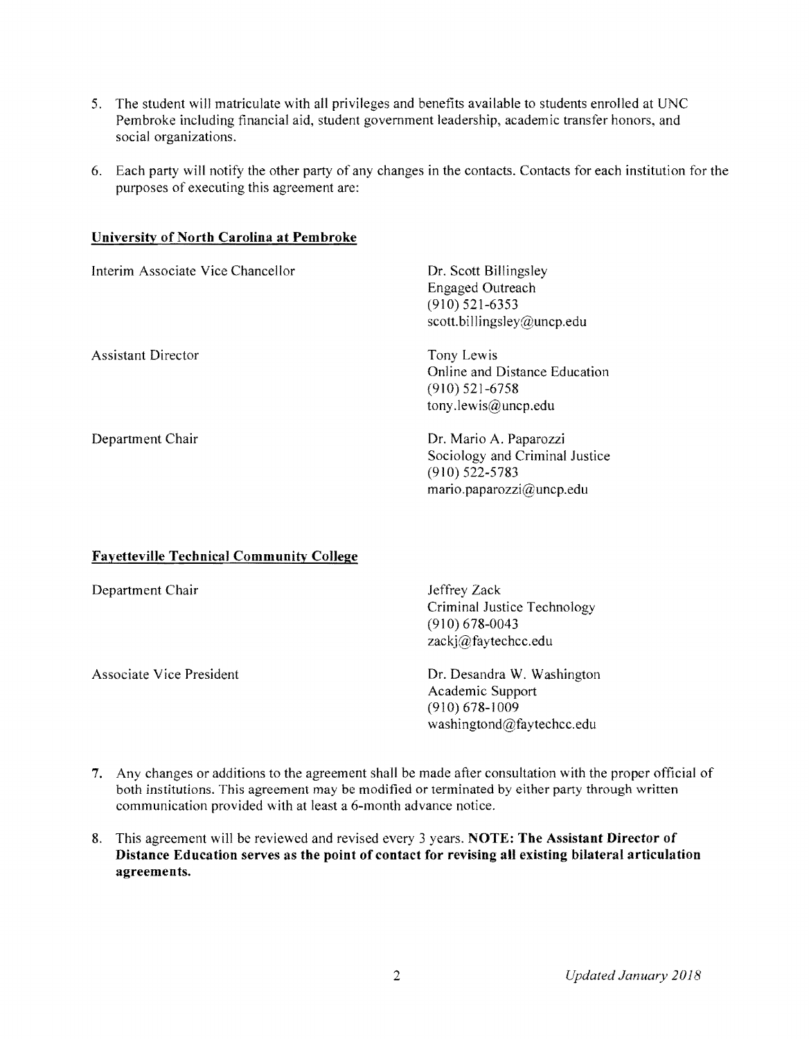5. The student will matriculate with all privileges and benefits available to students enrolled at UNC Pembroke including financial aid, student government leadership, academic transfer honors, and social organizations.

6. Each party will notify the other party of any changes in the contacts. Contacts for each institution for the purposes of executing this agreement are:

**University of North Carolina at Pembroke**

Interim Associate Vice Chancellor

Dr. Scott Billingsley
Engaged Outreach
(910) 521-6353
scott.billingsley@uncp.edu

Assistant Director

Tony Lewis
Online and Distance Education
(910) 521-6758
tony.lewis@uncp.edu

Department Chair

Dr. Mario A. Paparozzi
Sociology and Criminal Justice
(910) 522-5783
mario.paparozzi@uncp.edu

**Fayetteville Technical Community College**

Department Chair

Jeffrey Zack
Criminal Justice Technology
(910) 678-0043
zackj@faytechcc.edu

Associate Vice President

Dr. Desandra W. Washington
Academic Support
(910) 678-1009
washingtond@faytechcc.edu

7. Any changes or additions to the agreement shall be made after consultation with the proper official of both institutions. This agreement may be modified or terminated by either party through written communication provided with at least a 6-month advance notice.

8. This agreement will be reviewed and revised every 3 years. **NOTE: The Assistant Director of Distance Education serves as the point of contact for revising all existing bilateral articulation agreements.**

*Updated January 2018*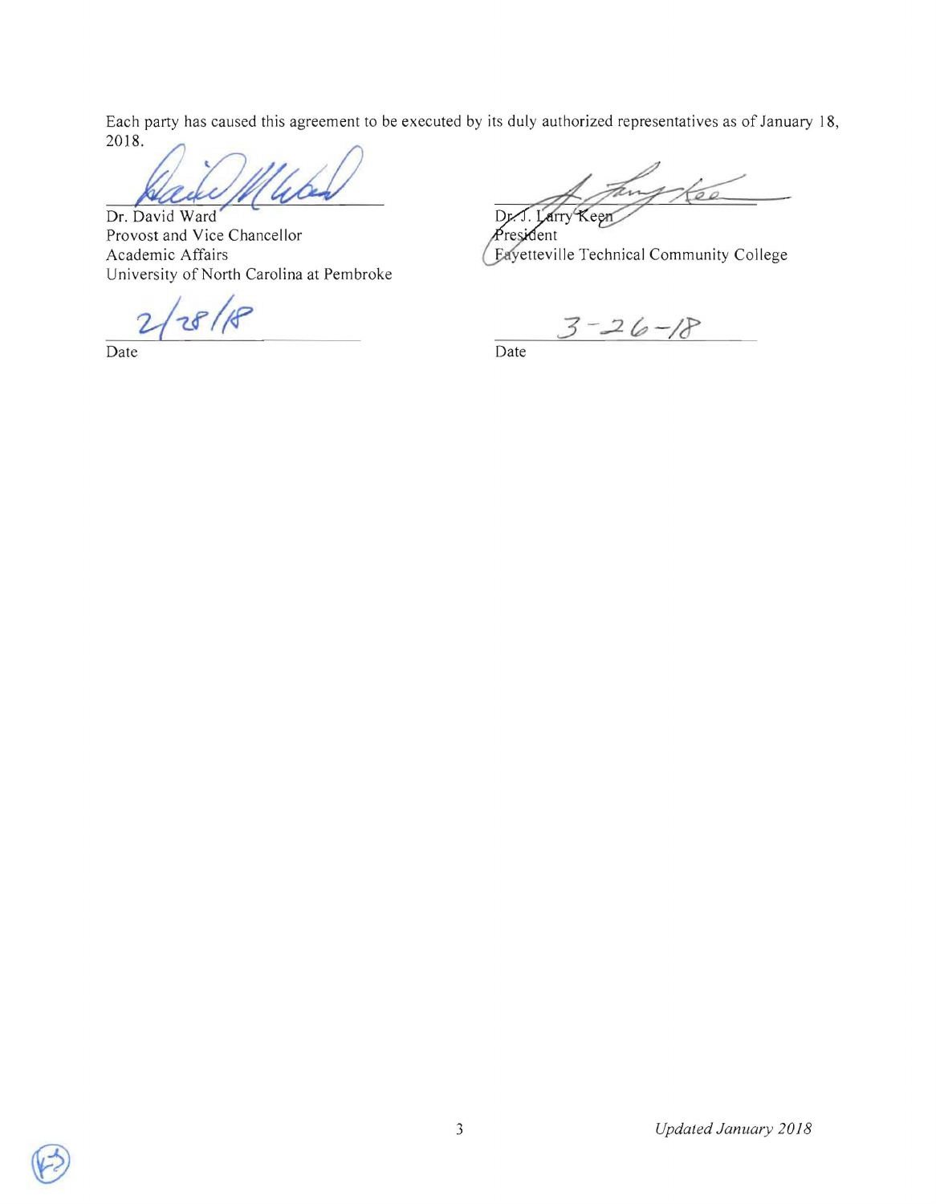Each party has caused this agreement to be executed by its duly authorized representatives as of January 18, 2018.

Dr. David Ward
Provost and Vice Chancellor
Academic Affairs
University of North Carolina at Pembroke

2/28/18
Date

Dr. J. Larry Keen
President
Fayetteville Technical Community College

3-26-18
Date

*Updated January 2018*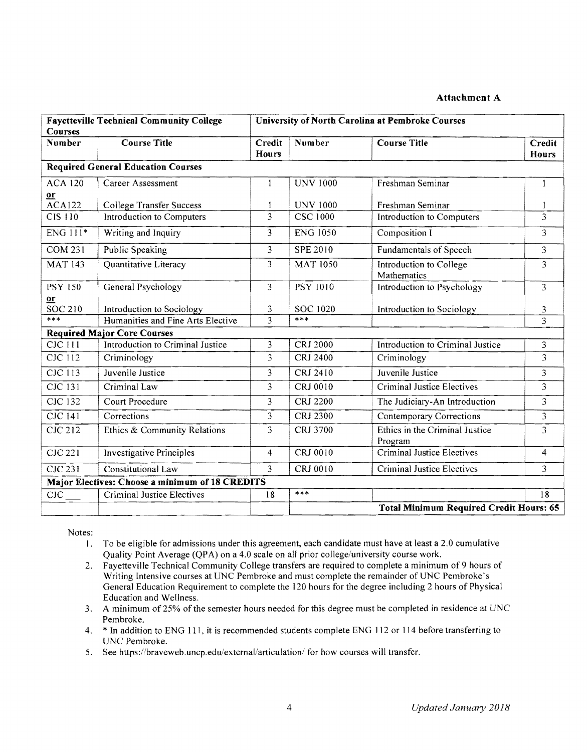**Attachment A**

| Fayetteville Technical Community College Courses | | | University of North Carolina at Pembroke Courses | | |
|---|---|---|---|---|---|
| **Number** | **Course Title** | **Credit Hours** | **Number** | **Course Title** | **Credit Hours** |
| **Required General Education Courses** | | | | | |
| ACA 120 <u>or</u> ACA122 | Career Assessment<br>College Transfer Success | 1<br>1 | UNV 1000<br>UNV 1000 | Freshman Seminar<br>Freshman Seminar | 1<br>1 |
| CIS 110 | Introduction to Computers | 3 | CSC 1000 | Introduction to Computers | 3 |
| ENG 111* | Writing and Inquiry | 3 | ENG 1050 | Composition I | 3 |
| COM 231 | Public Speaking | 3 | SPE 2010 | Fundamentals of Speech | 3 |
| MAT 143 | Quantitative Literacy | 3 | MAT 1050 | Introduction to College Mathematics | 3 |
| PSY 150 <u>or</u> SOC 210 | General Psychology<br>Introduction to Sociology | 3<br>3 | PSY 1010<br>SOC 1020 | Introduction to Psychology<br>Introduction to Sociology | 3<br>3 |
| *** | Humanities and Fine Arts Elective | 3 | *** | | 3 |
| **Required Major Core Courses** | | | | | |
| CJC 111 | Introduction to Criminal Justice | 3 | CRJ 2000 | Introduction to Criminal Justice | 3 |
| CJC 112 | Criminology | 3 | CRJ 2400 | Criminology | 3 |
| CJC 113 | Juvenile Justice | 3 | CRJ 2410 | Juvenile Justice | 3 |
| CJC 131 | Criminal Law | 3 | CRJ 0010 | Criminal Justice Electives | 3 |
| CJC 132 | Court Procedure | 3 | CRJ 2200 | The Judiciary-An Introduction | 3 |
| CJC 141 | Corrections | 3 | CRJ 2300 | Contemporary Corrections | 3 |
| CJC 212 | Ethics & Community Relations | 3 | CRJ 3700 | Ethics in the Criminal Justice Program | 3 |
| CJC 221 | Investigative Principles | 4 | CRJ 0010 | Criminal Justice Electives | 4 |
| CJC 231 | Constitutional Law | 3 | CRJ 0010 | Criminal Justice Electives | 3 |
| **Major Electives: Choose a minimum of 18 CREDITS** | | | | | |
| CJC ___ | Criminal Justice Electives | 18 | *** | | 18 |
| | | | | **Total Minimum Required Credit Hours: 65** | |

Notes:

1. To be eligible for admissions under this agreement, each candidate must have at least a 2.0 cumulative Quality Point Average (QPA) on a 4.0 scale on all prior college/university course work.
2. Fayetteville Technical Community College transfers are required to complete a minimum of 9 hours of Writing Intensive courses at UNC Pembroke and must complete the remainder of UNC Pembroke's General Education Requirement to complete the 120 hours for the degree including 2 hours of Physical Education and Wellness.
3. A minimum of 25% of the semester hours needed for this degree must be completed in residence at UNC Pembroke.
4. * In addition to ENG 111, it is recommended students complete ENG 112 or 114 before transferring to UNC Pembroke.
5. See https://braveweb.uncp.edu/external/articulation/ for how courses will transfer.

*Updated January 2018*